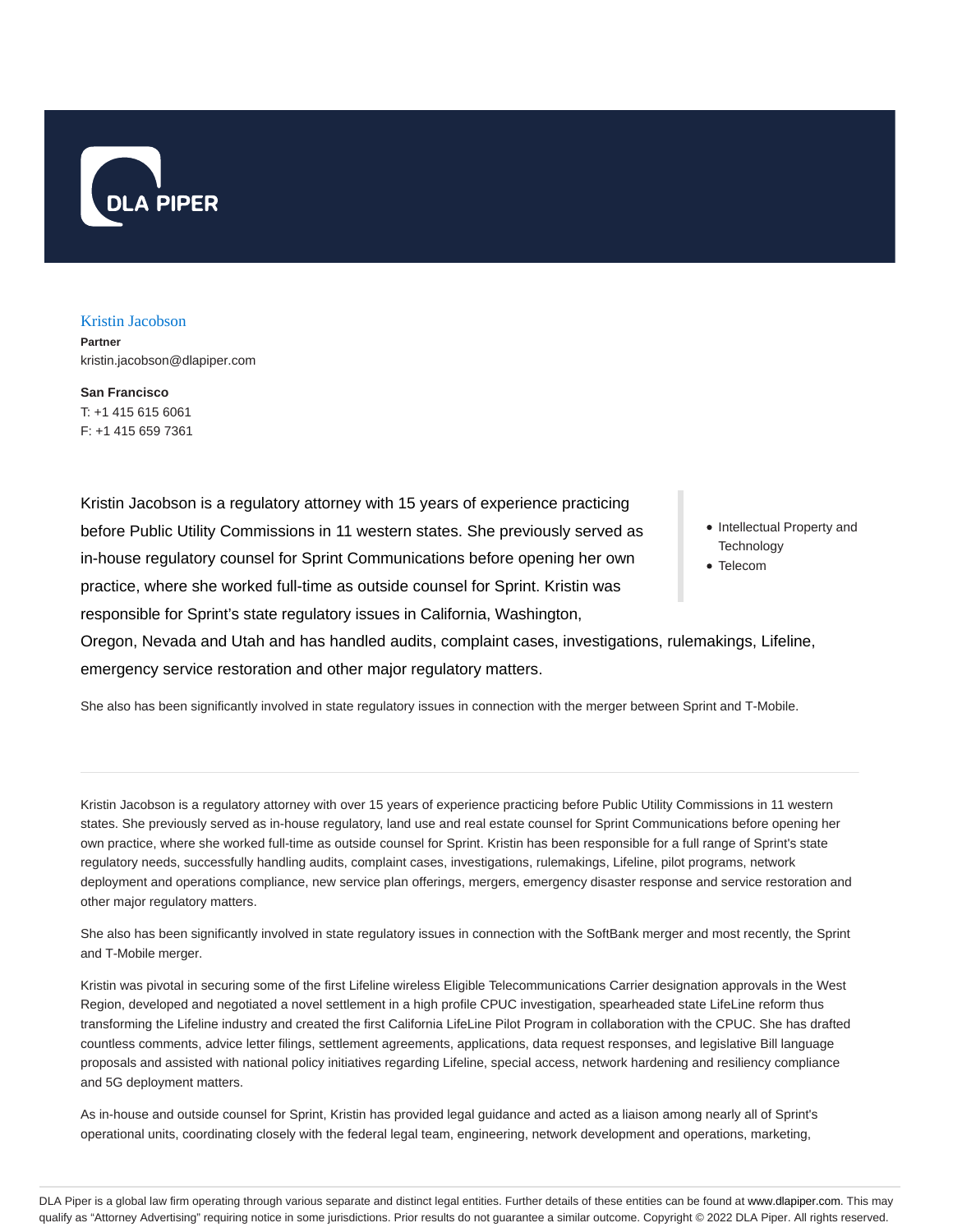# Kristin Jacobson

**Partner**
kristin.jacobson@dlapiper.com

**San Francisco**
T: +1 415 615 6061
F: +1 415 659 7361

Kristin Jacobson is a regulatory attorney with 15 years of experience practicing before Public Utility Commissions in 11 western states. She previously served as in-house regulatory counsel for Sprint Communications before opening her own practice, where she worked full-time as outside counsel for Sprint. Kristin was responsible for Sprint's state regulatory issues in California, Washington, Oregon, Nevada and Utah and has handled audits, complaint cases, investigations, rulemakings, Lifeline, emergency service restoration and other major regulatory matters.

- Intellectual Property and Technology
- Telecom

She also has been significantly involved in state regulatory issues in connection with the merger between Sprint and T-Mobile.

---

Kristin Jacobson is a regulatory attorney with over 15 years of experience practicing before Public Utility Commissions in 11 western states. She previously served as in-house regulatory, land use and real estate counsel for Sprint Communications before opening her own practice, where she worked full-time as outside counsel for Sprint. Kristin has been responsible for a full range of Sprint's state regulatory needs, successfully handling audits, complaint cases, investigations, rulemakings, Lifeline, pilot programs, network deployment and operations compliance, new service plan offerings, mergers, emergency disaster response and service restoration and other major regulatory matters.

She also has been significantly involved in state regulatory issues in connection with the SoftBank merger and most recently, the Sprint and T-Mobile merger.

Kristin was pivotal in securing some of the first Lifeline wireless Eligible Telecommunications Carrier designation approvals in the West Region, developed and negotiated a novel settlement in a high profile CPUC investigation, spearheaded state LifeLine reform thus transforming the Lifeline industry and created the first California LifeLine Pilot Program in collaboration with the CPUC. She has drafted countless comments, advice letter filings, settlement agreements, applications, data request responses, and legislative Bill language proposals and assisted with national policy initiatives regarding Lifeline, special access, network hardening and resiliency compliance and 5G deployment matters.

As in-house and outside counsel for Sprint, Kristin has provided legal guidance and acted as a liaison among nearly all of Sprint's operational units, coordinating closely with the federal legal team, engineering, network development and operations, marketing,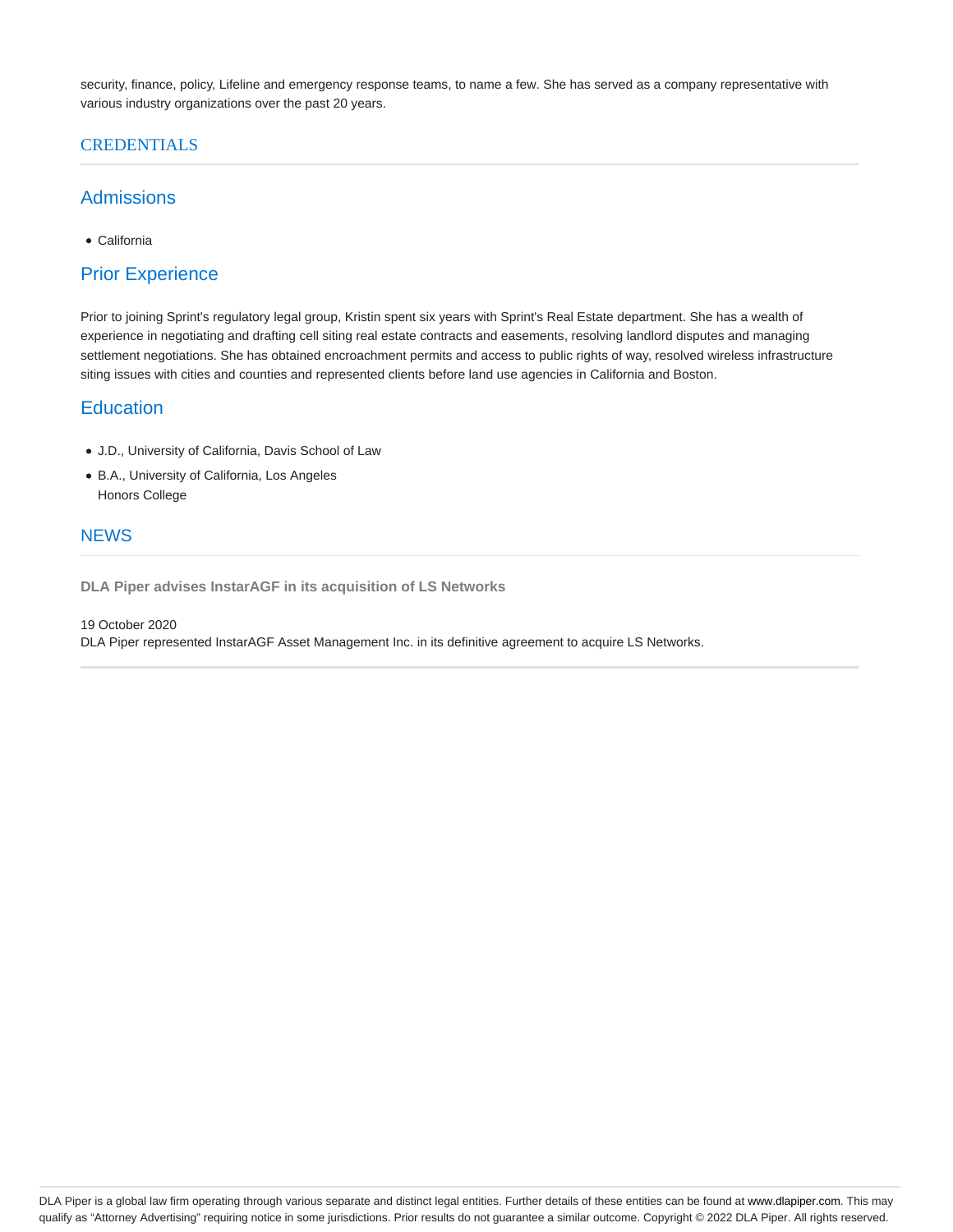security, finance, policy, Lifeline and emergency response teams, to name a few. She has served as a company representative with various industry organizations over the past 20 years.

## CREDENTIALS

### Admissions

- California

### Prior Experience

Prior to joining Sprint's regulatory legal group, Kristin spent six years with Sprint's Real Estate department. She has a wealth of experience in negotiating and drafting cell siting real estate contracts and easements, resolving landlord disputes and managing settlement negotiations. She has obtained encroachment permits and access to public rights of way, resolved wireless infrastructure siting issues with cities and counties and represented clients before land use agencies in California and Boston.

### Education

- J.D., University of California, Davis School of Law
- B.A., University of California, Los Angeles
  Honors College

## NEWS

**DLA Piper advises InstarAGF in its acquisition of LS Networks**

19 October 2020
DLA Piper represented InstarAGF Asset Management Inc. in its definitive agreement to acquire LS Networks.

DLA Piper is a global law firm operating through various separate and distinct legal entities. Further details of these entities can be found at www.dlapiper.com. This may qualify as "Attorney Advertising" requiring notice in some jurisdictions. Prior results do not guarantee a similar outcome. Copyright © 2022 DLA Piper. All rights reserved.